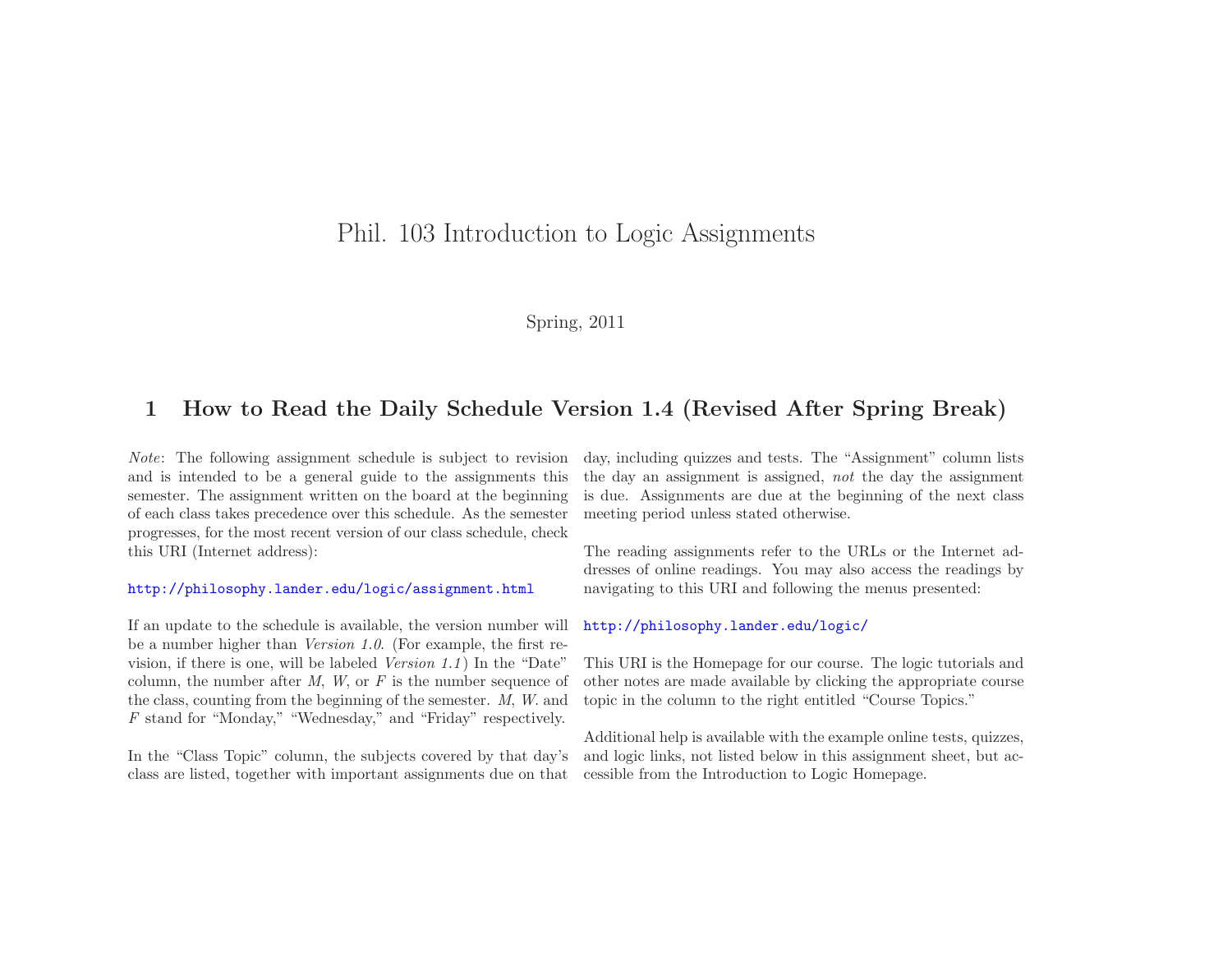# Phil. 103 Introduction to Logic Assignments

Spring, 2011

## 1 How to Read the Daily Schedule Version 1.4 (Revised After Spring Break)

*Note*: The following assignment schedule is subject to revision and is intended to be a general guide to the assignments this semester. The assignment written on the board at the beginning of each class takes precedence over this schedule. As the semester progresses, for the most recent version of our class schedule, check this URI (Internet address):

http://philosophy.lander.edu/logic/assignment.html

If an update to the schedule is available, the version number will be a number higher than *Version 1.0*. (For example, the first revision, if there is one, will be labeled *Version 1.1*) In the "Date" column, the number after *M*, *W*, or *F* is the number sequence of the class, counting from the beginning of the semester. *M*, *W*. and *F* stand for "Monday," "Wednesday," and "Friday" respectively.

In the "Class Topic" column, the subjects covered by that day's class are listed, together with important assignments due on that day, including quizzes and tests. The "Assignment" column lists the day an assignment is assigned, *not* the day the assignment is due. Assignments are due at the beginning of the next class meeting period unless stated otherwise.

The reading assignments refer to the URLs or the Internet addresses of online readings. You may also access the readings by navigating to this URI and following the menus presented:

http://philosophy.lander.edu/logic/

This URI is the Homepage for our course. The logic tutorials and other notes are made available by clicking the appropriate course topic in the column to the right entitled "Course Topics."

Additional help is available with the example online tests, quizzes, and logic links, not listed below in this assignment sheet, but accessible from the Introduction to Logic Homepage.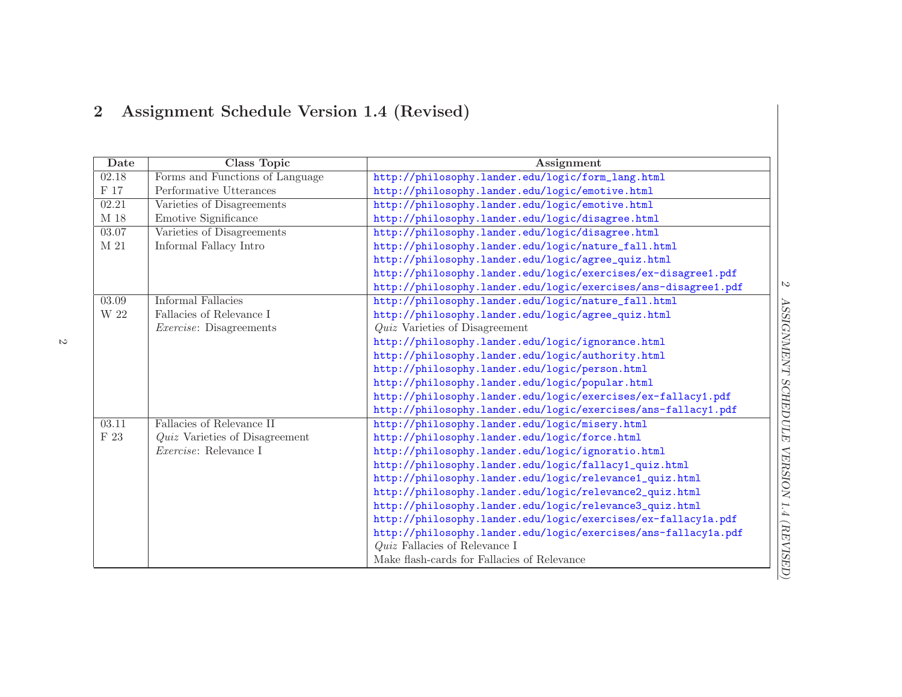## 2 Assignment Schedule Version 1.4 (Revised)

| Date | Class Topic | Assignment |
|---|---|---|
| 02.18<br>F 17 | Forms and Functions of Language<br>Performative Utterances | http://philosophy.lander.edu/logic/form_lang.html<br>http://philosophy.lander.edu/logic/emotive.html |
| 02.21<br>M 18 | Varieties of Disagreements<br>Emotive Significance | http://philosophy.lander.edu/logic/emotive.html<br>http://philosophy.lander.edu/logic/disagree.html |
| 03.07<br>M 21 | Varieties of Disagreements<br>Informal Fallacy Intro | http://philosophy.lander.edu/logic/disagree.html<br>http://philosophy.lander.edu/logic/nature_fall.html<br>http://philosophy.lander.edu/logic/agree_quiz.html<br>http://philosophy.lander.edu/logic/exercises/ex-disagree1.pdf<br>http://philosophy.lander.edu/logic/exercises/ans-disagree1.pdf |
| 03.09<br>W 22 | Informal Fallacies<br>Fallacies of Relevance I<br>*Exercise*: Disagreements | http://philosophy.lander.edu/logic/nature_fall.html<br>http://philosophy.lander.edu/logic/agree_quiz.html<br>*Quiz* Varieties of Disagreement<br>http://philosophy.lander.edu/logic/ignorance.html<br>http://philosophy.lander.edu/logic/authority.html<br>http://philosophy.lander.edu/logic/person.html<br>http://philosophy.lander.edu/logic/popular.html<br>http://philosophy.lander.edu/logic/exercises/ex-fallacy1.pdf<br>http://philosophy.lander.edu/logic/exercises/ans-fallacy1.pdf |
| 03.11<br>F 23 | Fallacies of Relevance II<br>*Quiz* Varieties of Disagreement<br>*Exercise*: Relevance I | http://philosophy.lander.edu/logic/misery.html<br>http://philosophy.lander.edu/logic/force.html<br>http://philosophy.lander.edu/logic/ignoratio.html<br>http://philosophy.lander.edu/logic/fallacy1_quiz.html<br>http://philosophy.lander.edu/logic/relevance1_quiz.html<br>http://philosophy.lander.edu/logic/relevance2_quiz.html<br>http://philosophy.lander.edu/logic/relevance3_quiz.html<br>http://philosophy.lander.edu/logic/exercises/ex-fallacy1a.pdf<br>http://philosophy.lander.edu/logic/exercises/ans-fallacy1a.pdf<br>*Quiz* Fallacies of Relevance I<br>Make flash-cards for Fallacies of Relevance |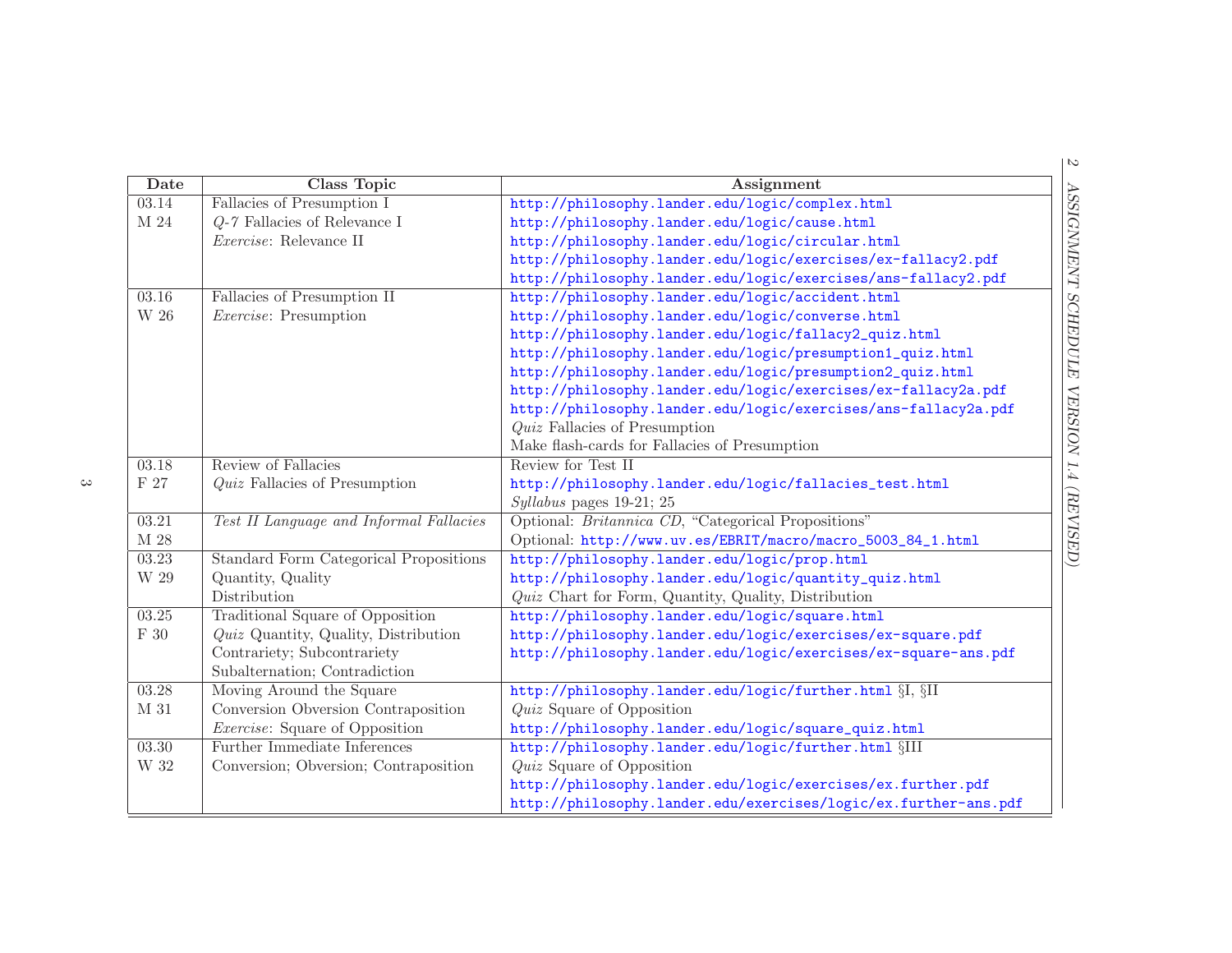| Date | Class Topic | Assignment |
|---|---|---|
| 03.14<br>M 24 | Fallacies of Presumption I<br>*Q-7* Fallacies of Relevance I<br>*Exercise*: Relevance II | http://philosophy.lander.edu/logic/complex.html<br>http://philosophy.lander.edu/logic/cause.html<br>http://philosophy.lander.edu/logic/circular.html<br>http://philosophy.lander.edu/logic/exercises/ex-fallacy2.pdf<br>http://philosophy.lander.edu/logic/exercises/ans-fallacy2.pdf |
| 03.16<br>W 26 | Fallacies of Presumption II<br>*Exercise*: Presumption | http://philosophy.lander.edu/logic/accident.html<br>http://philosophy.lander.edu/logic/converse.html<br>http://philosophy.lander.edu/logic/fallacy2_quiz.html<br>http://philosophy.lander.edu/logic/presumption1_quiz.html<br>http://philosophy.lander.edu/logic/presumption2_quiz.html<br>http://philosophy.lander.edu/logic/exercises/ex-fallacy2a.pdf<br>http://philosophy.lander.edu/logic/exercises/ans-fallacy2a.pdf<br>*Quiz* Fallacies of Presumption<br>Make flash-cards for Fallacies of Presumption |
| 03.18<br>F 27 | Review of Fallacies<br>*Quiz* Fallacies of Presumption | Review for Test II<br>http://philosophy.lander.edu/logic/fallacies_test.html<br>*Syllabus* pages 19-21; 25 |
| 03.21<br>M 28 | *Test II Language and Informal Fallacies* | Optional: *Britannica CD*, "Categorical Propositions"<br>Optional: http://www.uv.es/EBRIT/macro/macro_5003_84_1.html |
| 03.23<br>W 29 | Standard Form Categorical Propositions<br>Quantity, Quality<br>Distribution | http://philosophy.lander.edu/logic/prop.html<br>http://philosophy.lander.edu/logic/quantity_quiz.html<br>*Quiz* Chart for Form, Quantity, Quality, Distribution |
| 03.25<br>F 30 | Traditional Square of Opposition<br>*Quiz* Quantity, Quality, Distribution<br>Contrariety; Subcontrariety<br>Subalternation; Contradiction | http://philosophy.lander.edu/logic/square.html<br>http://philosophy.lander.edu/logic/exercises/ex-square.pdf<br>http://philosophy.lander.edu/logic/exercises/ex-square-ans.pdf |
| 03.28<br>M 31 | Moving Around the Square<br>Conversion Obversion Contraposition<br>*Exercise*: Square of Opposition | http://philosophy.lander.edu/logic/further.html §I, §II<br>*Quiz* Square of Opposition<br>http://philosophy.lander.edu/logic/square_quiz.html |
| 03.30<br>W 32 | Further Immediate Inferences<br>Conversion; Obversion; Contraposition | http://philosophy.lander.edu/logic/further.html §III<br>*Quiz* Square of Opposition<br>http://philosophy.lander.edu/logic/exercises/ex.further.pdf<br>http://philosophy.lander.edu/exercises/logic/ex.further-ans.pdf |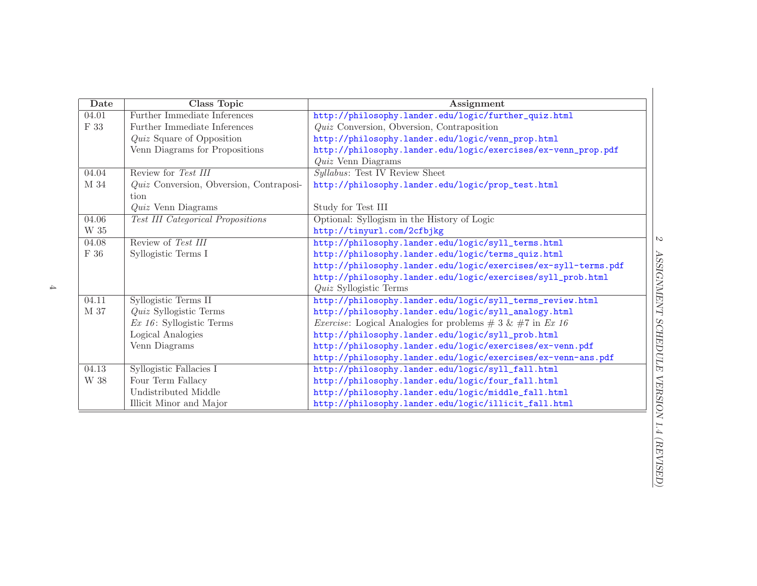| Date | Class Topic | Assignment |
|---|---|---|
| 04.01<br>F 33 | Further Immediate Inferences<br>Further Immediate Inferences<br>*Quiz* Square of Opposition<br>Venn Diagrams for Propositions | http://philosophy.lander.edu/logic/further_quiz.html<br>*Quiz* Conversion, Obversion, Contraposition<br>http://philosophy.lander.edu/logic/venn_prop.html<br>http://philosophy.lander.edu/logic/exercises/ex-venn_prop.pdf<br>*Quiz* Venn Diagrams |
| 04.04<br>M 34 | Review for *Test III*<br>*Quiz* Conversion, Obversion, Contraposition<br>*Quiz* Venn Diagrams | *Syllabus*: Test IV Review Sheet<br>http://philosophy.lander.edu/logic/prop_test.html<br>Study for Test III |
| 04.06<br>W 35 | *Test III Categorical Propositions* | Optional: Syllogism in the History of Logic<br>http://tinyurl.com/2cfbjkg |
| 04.08<br>F 36 | Review of *Test III*<br>Syllogistic Terms I | http://philosophy.lander.edu/logic/syll_terms.html<br>http://philosophy.lander.edu/logic/terms_quiz.html<br>http://philosophy.lander.edu/logic/exercises/ex-syll-terms.pdf<br>http://philosophy.lander.edu/logic/exercises/syll_prob.html<br>*Quiz* Syllogistic Terms |
| 04.11<br>M 37 | Syllogistic Terms II<br>*Quiz* Syllogistic Terms<br>*Ex 16*: Syllogistic Terms<br>Logical Analogies<br>Venn Diagrams | http://philosophy.lander.edu/logic/syll_terms_review.html<br>http://philosophy.lander.edu/logic/syll_analogy.html<br>*Exercise*: Logical Analogies for problems # 3 & #7 in *Ex 16*<br>http://philosophy.lander.edu/logic/syll_prob.html<br>http://philosophy.lander.edu/logic/exercises/ex-venn.pdf<br>http://philosophy.lander.edu/logic/exercises/ex-venn-ans.pdf |
| 04.13<br>W 38 | Syllogistic Fallacies I<br>Four Term Fallacy<br>Undistributed Middle<br>Illicit Minor and Major | http://philosophy.lander.edu/logic/syll_fall.html<br>http://philosophy.lander.edu/logic/four_fall.html<br>http://philosophy.lander.edu/logic/middle_fall.html<br>http://philosophy.lander.edu/logic/illicit_fall.html |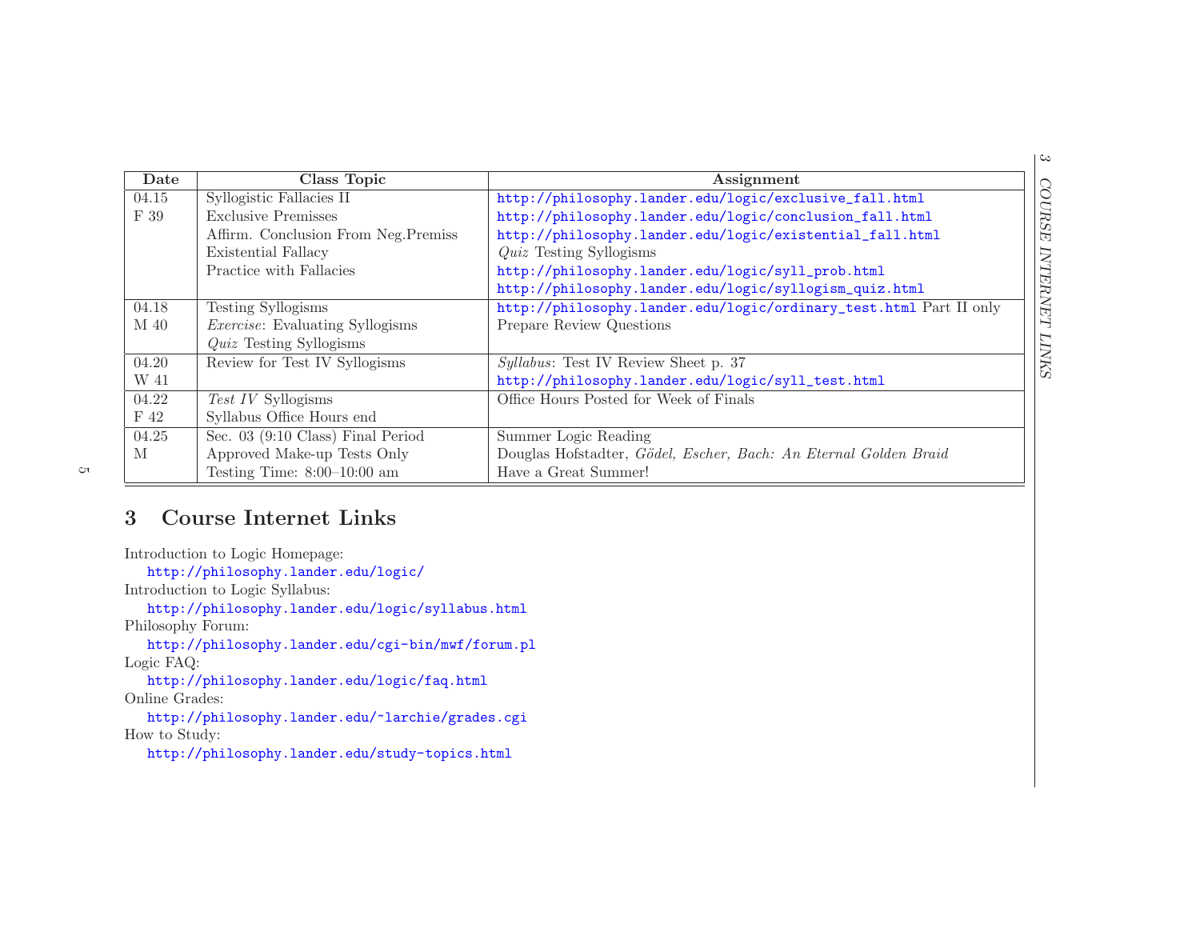| Date | Class Topic | Assignment |
|---|---|---|
| 04.15<br>F 39 | Syllogistic Fallacies II<br>Exclusive Premisses<br>Affirm. Conclusion From Neg.Premiss<br>Existential Fallacy<br>Practice with Fallacies | http://philosophy.lander.edu/logic/exclusive_fall.html<br>http://philosophy.lander.edu/logic/conclusion_fall.html<br>http://philosophy.lander.edu/logic/existential_fall.html<br>*Quiz* Testing Syllogisms<br>http://philosophy.lander.edu/logic/syll_prob.html<br>http://philosophy.lander.edu/logic/syllogism_quiz.html |
| 04.18<br>M 40 | Testing Syllogisms<br>*Exercise*: Evaluating Syllogisms<br>*Quiz* Testing Syllogisms | http://philosophy.lander.edu/logic/ordinary_test.html Part II only<br>Prepare Review Questions |
| 04.20<br>W 41 | Review for Test IV Syllogisms | *Syllabus*: Test IV Review Sheet p. 37<br>http://philosophy.lander.edu/logic/syll_test.html |
| 04.22<br>F 42 | *Test IV* Syllogisms<br>Syllabus Office Hours end | Office Hours Posted for Week of Finals |
| 04.25<br>M | Sec. 03 (9:10 Class) Final Period<br>Approved Make-up Tests Only<br>Testing Time: 8:00–10:00 am | Summer Logic Reading<br>Douglas Hofstadter, *Gödel, Escher, Bach: An Eternal Golden Braid*<br>Have a Great Summer! |

## 3 Course Internet Links

Introduction to Logic Homepage:
http://philosophy.lander.edu/logic/

Introduction to Logic Syllabus:
http://philosophy.lander.edu/logic/syllabus.html

Philosophy Forum:
http://philosophy.lander.edu/cgi-bin/mwf/forum.pl

Logic FAQ:
http://philosophy.lander.edu/logic/faq.html

Online Grades:
http://philosophy.lander.edu/~larchie/grades.cgi

How to Study:
http://philosophy.lander.edu/study-topics.html